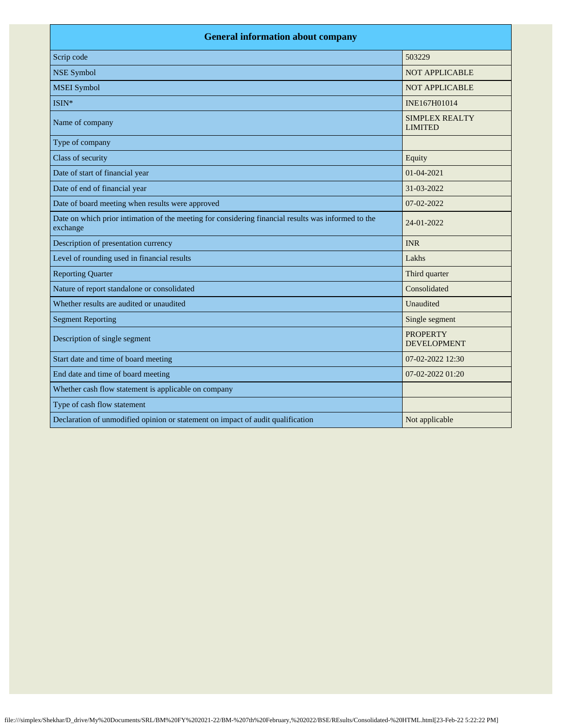| General information about company | |
|---|---|
| Scrip code | 503229 |
| NSE Symbol | NOT APPLICABLE |
| MSEI Symbol | NOT APPLICABLE |
| ISIN* | INE167H01014 |
| Name of company | SIMPLEX REALTY LIMITED |
| Type of company | |
| Class of security | Equity |
| Date of start of financial year | 01-04-2021 |
| Date of end of financial year | 31-03-2022 |
| Date of board meeting when results were approved | 07-02-2022 |
| Date on which prior intimation of the meeting for considering financial results was informed to the exchange | 24-01-2022 |
| Description of presentation currency | INR |
| Level of rounding used in financial results | Lakhs |
| Reporting Quarter | Third quarter |
| Nature of report standalone or consolidated | Consolidated |
| Whether results are audited or unaudited | Unaudited |
| Segment Reporting | Single segment |
| Description of single segment | PROPERTY DEVELOPMENT |
| Start date and time of board meeting | 07-02-2022 12:30 |
| End date and time of board meeting | 07-02-2022 01:20 |
| Whether cash flow statement is applicable on company | |
| Type of cash flow statement | |
| Declaration of unmodified opinion or statement on impact of audit qualification | Not applicable |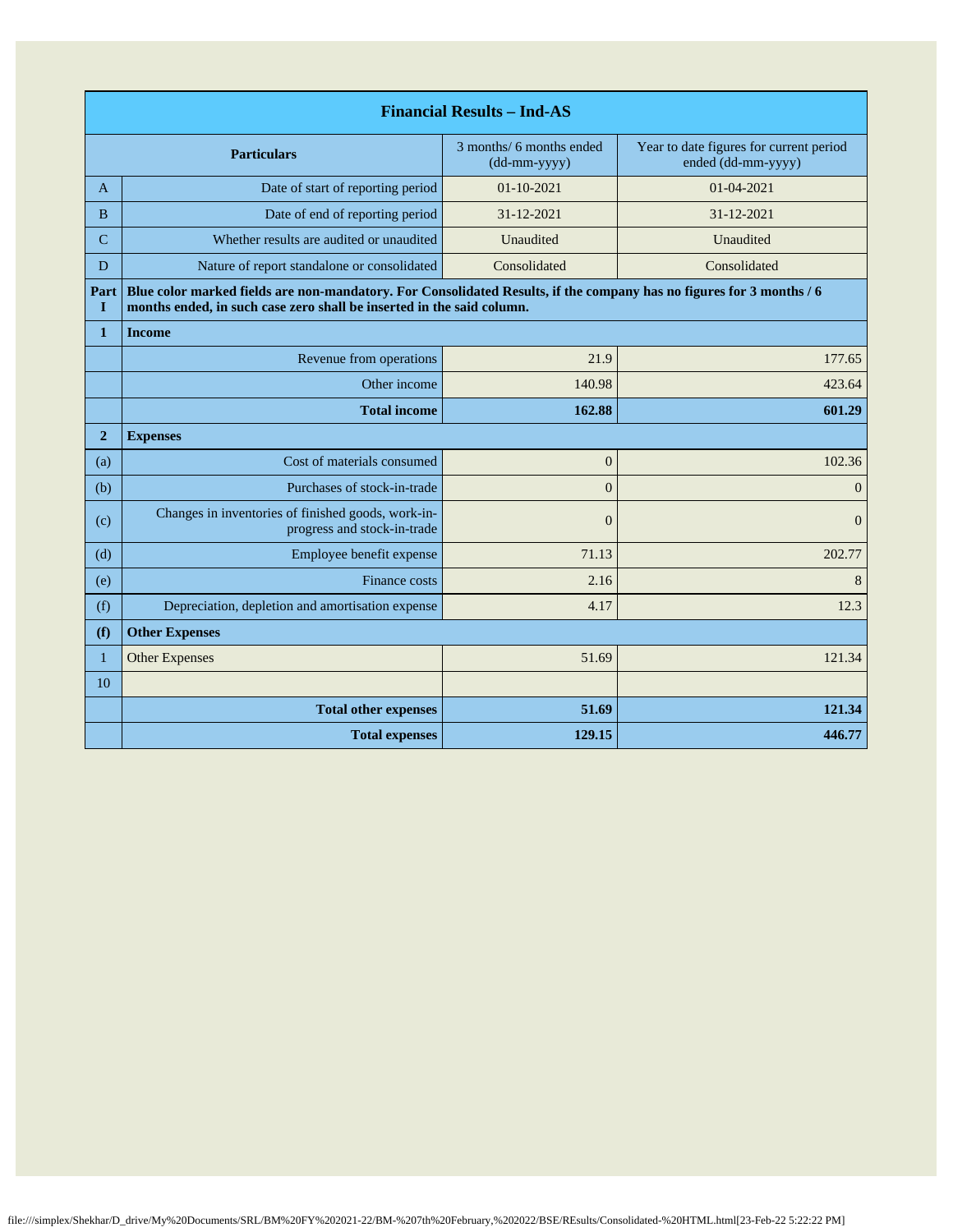| Financial Results – Ind-AS | | | |
|---|---|---|---|
| **Particulars** | | 3 months/ 6 months ended (dd-mm-yyyy) | Year to date figures for current period ended (dd-mm-yyyy) |
| A | Date of start of reporting period | 01-10-2021 | 01-04-2021 |
| B | Date of end of reporting period | 31-12-2021 | 31-12-2021 |
| C | Whether results are audited or unaudited | Unaudited | Unaudited |
| D | Nature of report standalone or consolidated | Consolidated | Consolidated |
| **Part I** | **Blue color marked fields are non-mandatory. For Consolidated Results, if the company has no figures for 3 months / 6 months ended, in such case zero shall be inserted in the said column.** | | |
| **1** | **Income** | | |
| | Revenue from operations | 21.9 | 177.65 |
| | Other income | 140.98 | 423.64 |
| | **Total income** | **162.88** | **601.29** |
| **2** | **Expenses** | | |
| (a) | Cost of materials consumed | 0 | 102.36 |
| (b) | Purchases of stock-in-trade | 0 | 0 |
| (c) | Changes in inventories of finished goods, work-in-progress and stock-in-trade | 0 | 0 |
| (d) | Employee benefit expense | 71.13 | 202.77 |
| (e) | Finance costs | 2.16 | 8 |
| (f) | Depreciation, depletion and amortisation expense | 4.17 | 12.3 |
| **(f)** | **Other Expenses** | | |
| 1 | Other Expenses | 51.69 | 121.34 |
| 10 | | | |
| | **Total other expenses** | **51.69** | **121.34** |
| | **Total expenses** | **129.15** | **446.77** |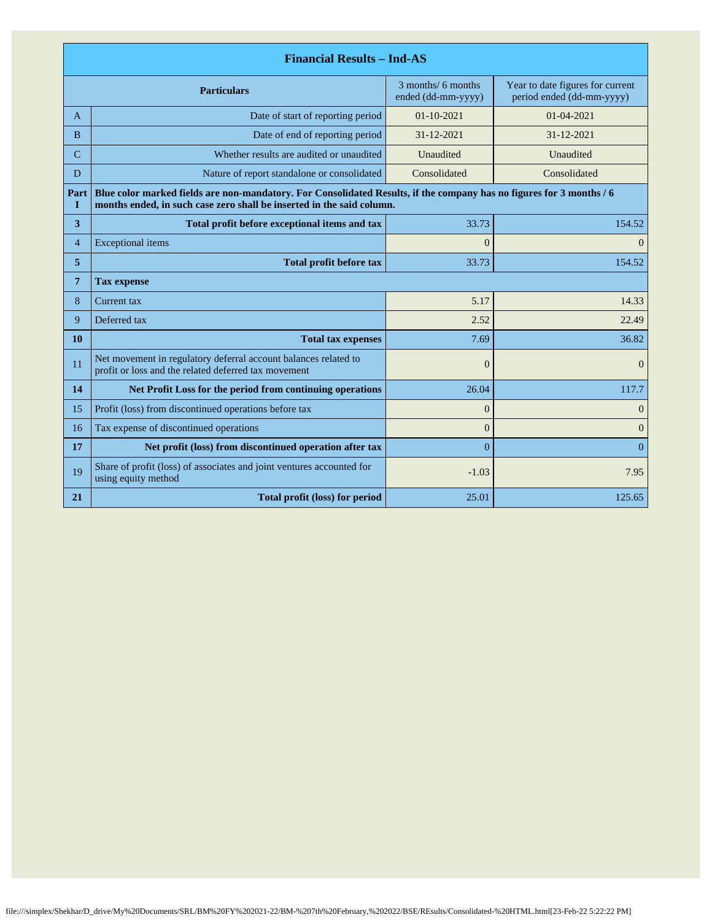| Financial Results – Ind-AS | | | |
|---|---|---|---|
| | **Particulars** | 3 months/ 6 months ended (dd-mm-yyyy) | Year to date figures for current period ended (dd-mm-yyyy) |
| A | Date of start of reporting period | 01-10-2021 | 01-04-2021 |
| B | Date of end of reporting period | 31-12-2021 | 31-12-2021 |
| C | Whether results are audited or unaudited | Unaudited | Unaudited |
| D | Nature of report standalone or consolidated | Consolidated | Consolidated |
| **Part I** | **Blue color marked fields are non-mandatory. For Consolidated Results, if the company has no figures for 3 months / 6 months ended, in such case zero shall be inserted in the said column.** | | |
| **3** | **Total profit before exceptional items and tax** | 33.73 | 154.52 |
| 4 | Exceptional items | 0 | 0 |
| **5** | **Total profit before tax** | 33.73 | 154.52 |
| **7** | **Tax expense** | | |
| 8 | Current tax | 5.17 | 14.33 |
| 9 | Deferred tax | 2.52 | 22.49 |
| **10** | **Total tax expenses** | 7.69 | 36.82 |
| 11 | Net movement in regulatory deferral account balances related to profit or loss and the related deferred tax movement | 0 | 0 |
| **14** | **Net Profit Loss for the period from continuing operations** | 26.04 | 117.7 |
| 15 | Profit (loss) from discontinued operations before tax | 0 | 0 |
| 16 | Tax expense of discontinued operations | 0 | 0 |
| **17** | **Net profit (loss) from discontinued operation after tax** | 0 | 0 |
| 19 | Share of profit (loss) of associates and joint ventures accounted for using equity method | -1.03 | 7.95 |
| **21** | **Total profit (loss) for period** | 25.01 | 125.65 |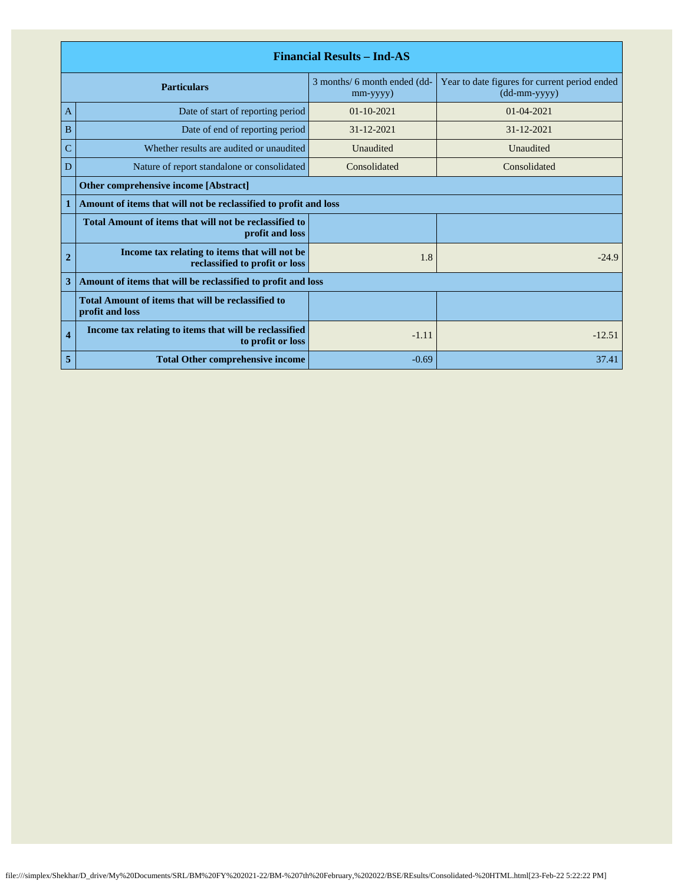| Financial Results – Ind-AS | | | |
|---|---|---|---|
| | **Particulars** | 3 months/ 6 month ended (dd-mm-yyyy) | Year to date figures for current period ended (dd-mm-yyyy) |
| A | Date of start of reporting period | 01-10-2021 | 01-04-2021 |
| B | Date of end of reporting period | 31-12-2021 | 31-12-2021 |
| C | Whether results are audited or unaudited | Unaudited | Unaudited |
| D | Nature of report standalone or consolidated | Consolidated | Consolidated |
| | **Other comprehensive income [Abstract]** | | |
| **1** | **Amount of items that will not be reclassified to profit and loss** | | |
| | **Total Amount of items that will not be reclassified to profit and loss** | | |
| **2** | **Income tax relating to items that will not be reclassified to profit or loss** | 1.8 | -24.9 |
| **3** | **Amount of items that will be reclassified to profit and loss** | | |
| | **Total Amount of items that will be reclassified to profit and loss** | | |
| **4** | **Income tax relating to items that will be reclassified to profit or loss** | -1.11 | -12.51 |
| **5** | **Total Other comprehensive income** | -0.69 | 37.41 |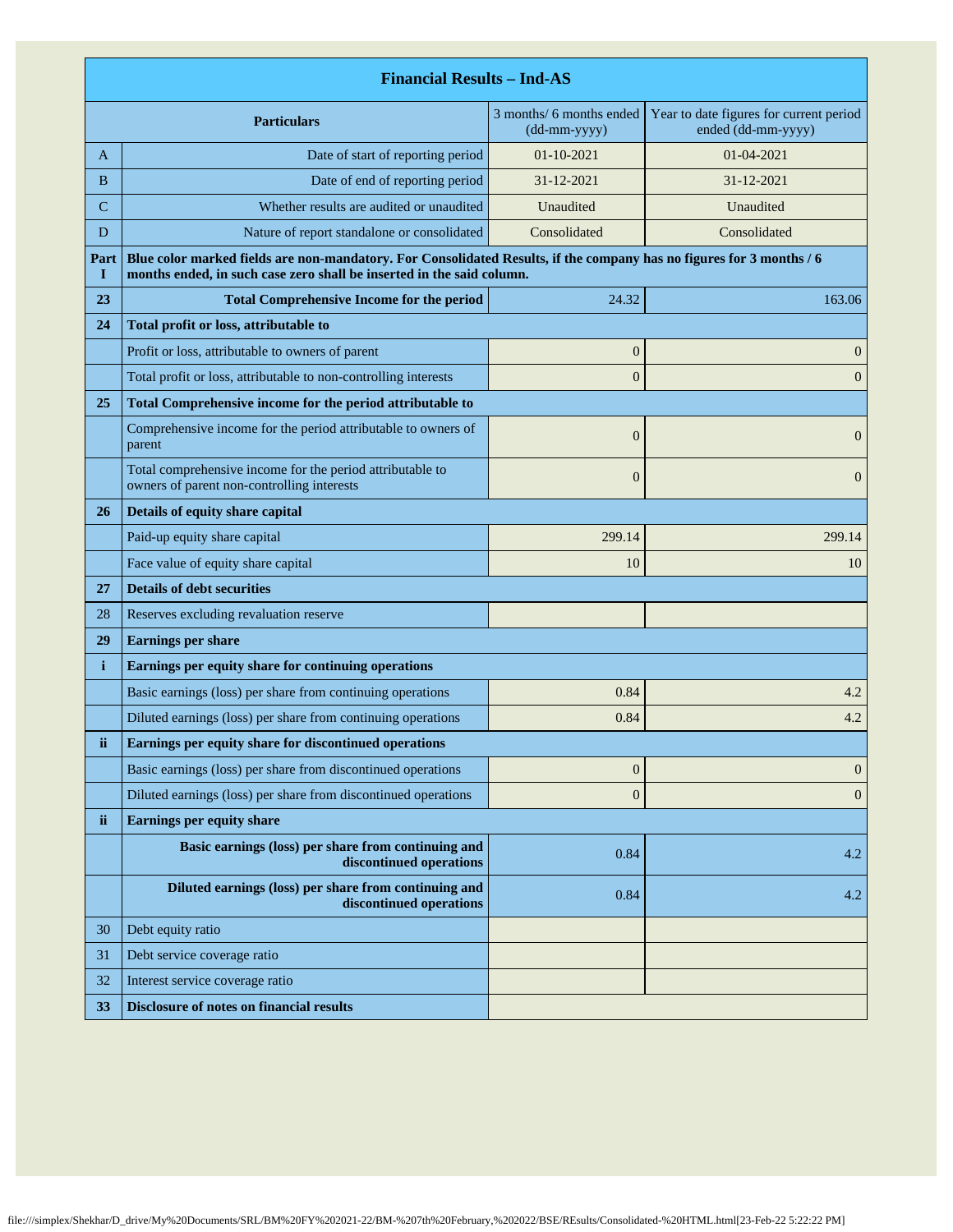| Financial Results – Ind-AS | | | |
|---|---|---|---|
| | Particulars | 3 months/ 6 months ended (dd-mm-yyyy) | Year to date figures for current period ended (dd-mm-yyyy) |
| A | Date of start of reporting period | 01-10-2021 | 01-04-2021 |
| B | Date of end of reporting period | 31-12-2021 | 31-12-2021 |
| C | Whether results are audited or unaudited | Unaudited | Unaudited |
| D | Nature of report standalone or consolidated | Consolidated | Consolidated |
| Part I | **Blue color marked fields are non-mandatory. For Consolidated Results, if the company has no figures for 3 months / 6 months ended, in such case zero shall be inserted in the said column.** | | |
| **23** | **Total Comprehensive Income for the period** | 24.32 | 163.06 |
| **24** | **Total profit or loss, attributable to** | | |
| | Profit or loss, attributable to owners of parent | 0 | 0 |
| | Total profit or loss, attributable to non-controlling interests | 0 | 0 |
| **25** | **Total Comprehensive income for the period attributable to** | | |
| | Comprehensive income for the period attributable to owners of parent | 0 | 0 |
| | Total comprehensive income for the period attributable to owners of parent non-controlling interests | 0 | 0 |
| **26** | **Details of equity share capital** | | |
| | Paid-up equity share capital | 299.14 | 299.14 |
| | Face value of equity share capital | 10 | 10 |
| **27** | **Details of debt securities** | | |
| 28 | Reserves excluding revaluation reserve | | |
| **29** | **Earnings per share** | | |
| **i** | **Earnings per equity share for continuing operations** | | |
| | Basic earnings (loss) per share from continuing operations | 0.84 | 4.2 |
| | Diluted earnings (loss) per share from continuing operations | 0.84 | 4.2 |
| **ii** | **Earnings per equity share for discontinued operations** | | |
| | Basic earnings (loss) per share from discontinued operations | 0 | 0 |
| | Diluted earnings (loss) per share from discontinued operations | 0 | 0 |
| **ii** | **Earnings per equity share** | | |
| | **Basic earnings (loss) per share from continuing and discontinued operations** | 0.84 | 4.2 |
| | **Diluted earnings (loss) per share from continuing and discontinued operations** | 0.84 | 4.2 |
| 30 | Debt equity ratio | | |
| 31 | Debt service coverage ratio | | |
| 32 | Interest service coverage ratio | | |
| **33** | **Disclosure of notes on financial results** | | |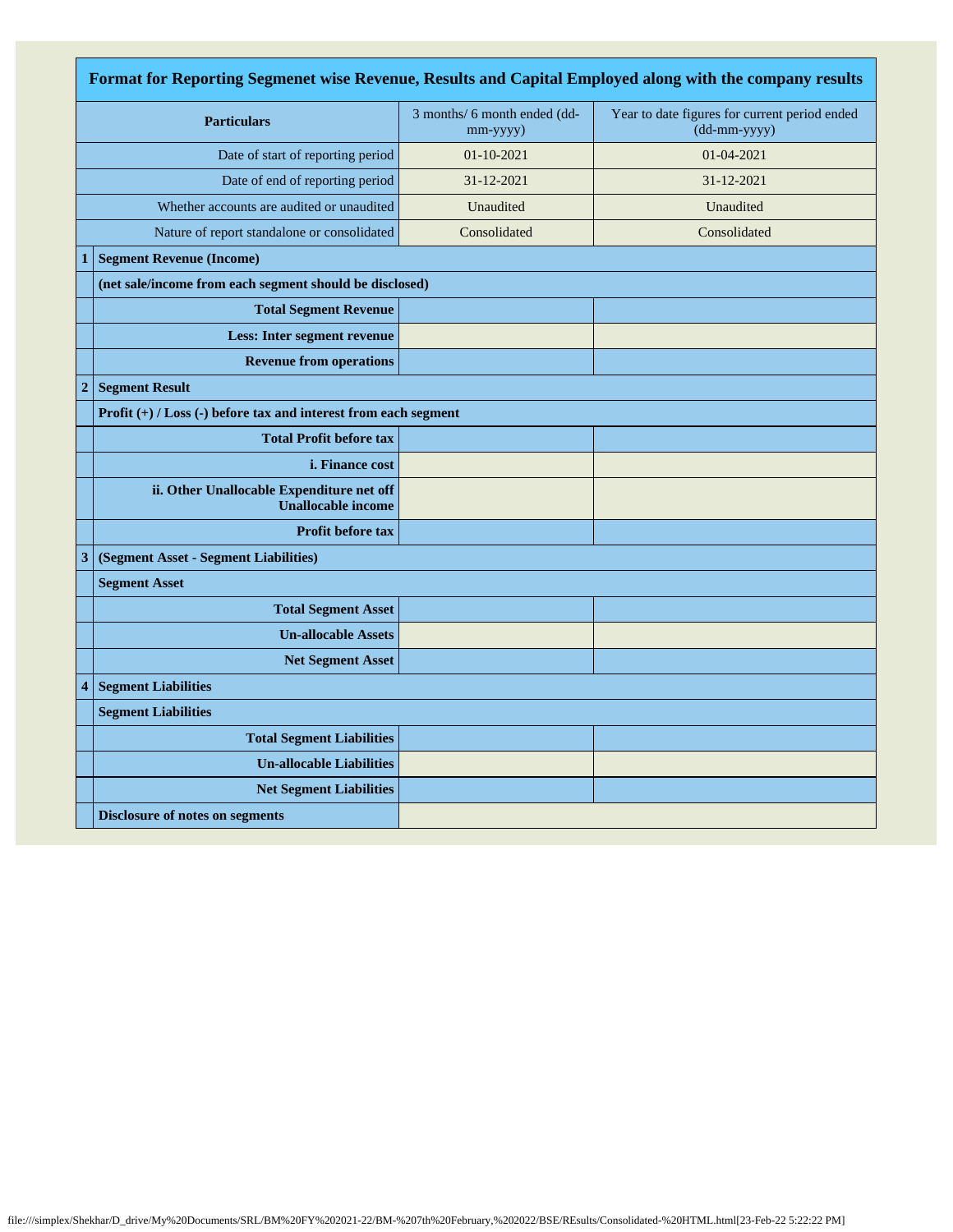| | Format for Reporting Segmenet wise Revenue, Results and Capital Employed along with the company results | | |
|---|---|---|---|
| | **Particulars** | 3 months/ 6 month ended (dd-mm-yyyy) | Year to date figures for current period ended (dd-mm-yyyy) |
| | Date of start of reporting period | 01-10-2021 | 01-04-2021 |
| | Date of end of reporting period | 31-12-2021 | 31-12-2021 |
| | Whether accounts are audited or unaudited | Unaudited | Unaudited |
| | Nature of report standalone or consolidated | Consolidated | Consolidated |
| **1** | **Segment Revenue (Income)** | | |
| | **(net sale/income from each segment should be disclosed)** | | |
| | **Total Segment Revenue** | | |
| | **Less: Inter segment revenue** | | |
| | **Revenue from operations** | | |
| **2** | **Segment Result** | | |
| | **Profit (+) / Loss (-) before tax and interest from each segment** | | |
| | **Total Profit before tax** | | |
| | **i. Finance cost** | | |
| | **ii. Other Unallocable Expenditure net off Unallocable income** | | |
| | **Profit before tax** | | |
| **3** | **(Segment Asset - Segment Liabilities)** | | |
| | **Segment Asset** | | |
| | **Total Segment Asset** | | |
| | **Un-allocable Assets** | | |
| | **Net Segment Asset** | | |
| **4** | **Segment Liabilities** | | |
| | **Segment Liabilities** | | |
| | **Total Segment Liabilities** | | |
| | **Un-allocable Liabilities** | | |
| | **Net Segment Liabilities** | | |
| | **Disclosure of notes on segments** | | |